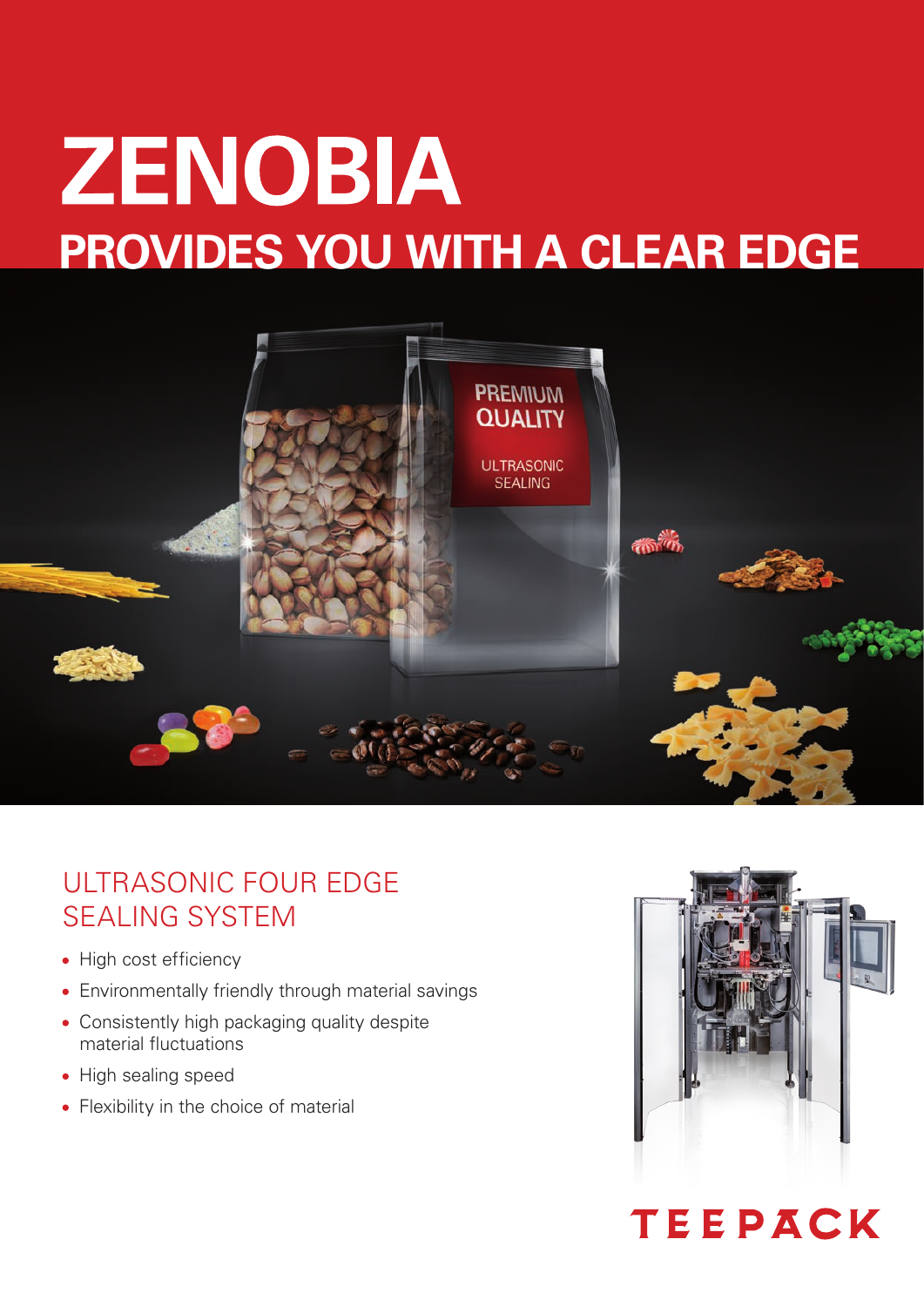# ZENOBIA

## PROVIDES YOU WITH A CLEAR EDGE

PREMIUM QUALITY

ULTRASONIC SEALING

## ULTRASONIC FOUR EDGE SEALING SYSTEM

- High cost efficiency
- Environmentally friendly through material savings
- Consistently high packaging quality despite material fluctuations
- High sealing speed
- Flexibility in the choice of material

TEEPACK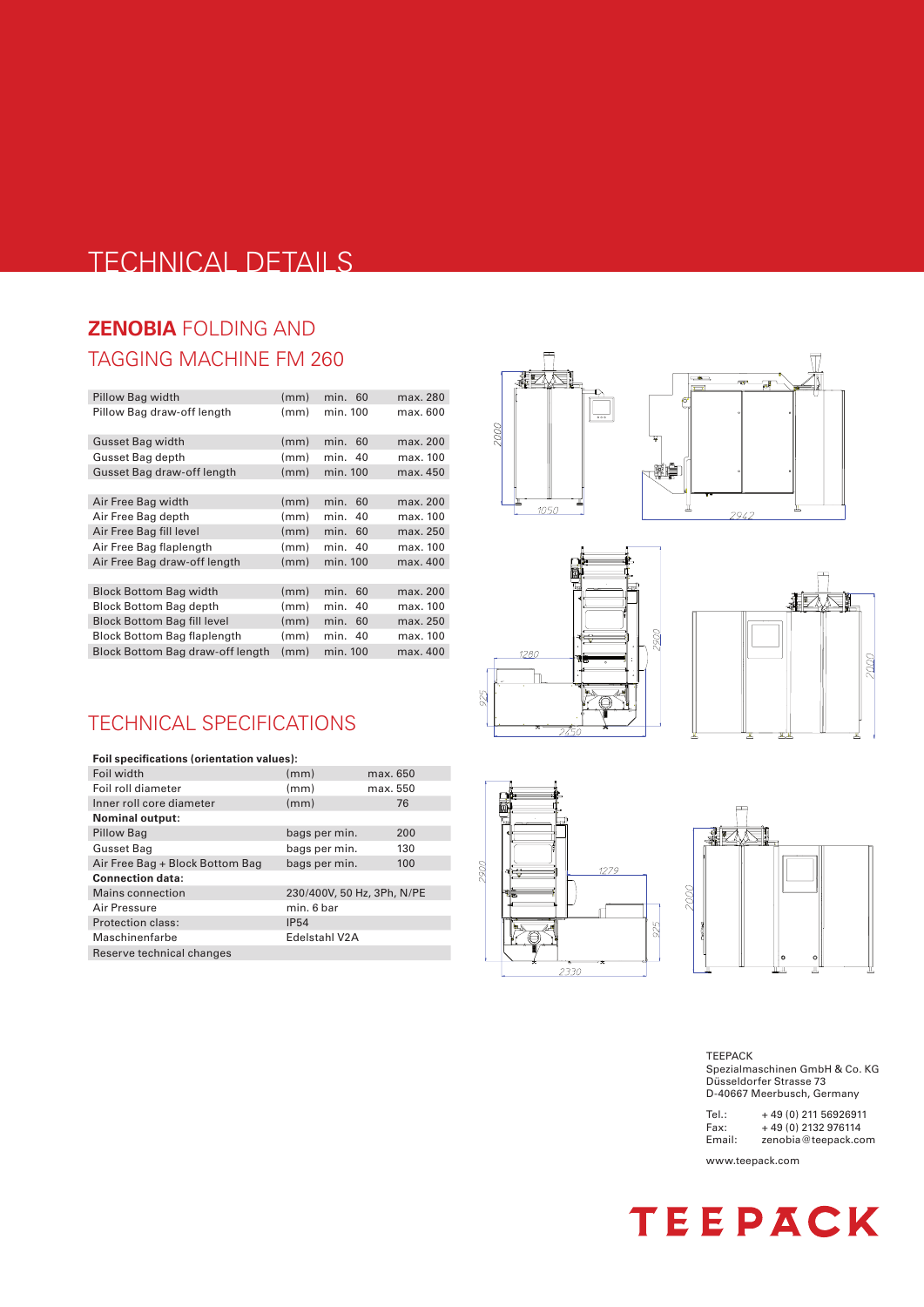# TECHNICAL DETAILS

## **ZENOBIA** FOLDING AND TAGGING MACHINE FM 260

| | | | |
|---|---|---|---|
| Pillow Bag width | (mm) | min. 60 | max. 280 |
| Pillow Bag draw-off length | (mm) | min. 100 | max. 600 |
| | | | |
| Gusset Bag width | (mm) | min. 60 | max. 200 |
| Gusset Bag depth | (mm) | min. 40 | max. 100 |
| Gusset Bag draw-off length | (mm) | min. 100 | max. 450 |
| | | | |
| Air Free Bag width | (mm) | min. 60 | max. 200 |
| Air Free Bag depth | (mm) | min. 40 | max. 100 |
| Air Free Bag fill level | (mm) | min. 60 | max. 250 |
| Air Free Bag flaplength | (mm) | min. 40 | max. 100 |
| Air Free Bag draw-off length | (mm) | min. 100 | max. 400 |
| | | | |
| Block Bottom Bag width | (mm) | min. 60 | max. 200 |
| Block Bottom Bag depth | (mm) | min. 40 | max. 100 |
| Block Bottom Bag fill level | (mm) | min. 60 | max. 250 |
| Block Bottom Bag flaplength | (mm) | min. 40 | max. 100 |
| Block Bottom Bag draw-off length | (mm) | min. 100 | max. 400 |

## TECHNICAL SPECIFICATIONS

| | | |
|---|---|---|
| **Foil specifications (orientation values):** | | |
| Foil width | (mm) | max. 650 |
| Foil roll diameter | (mm) | max. 550 |
| Inner roll core diameter | (mm) | 76 |
| **Nominal output:** | | |
| Pillow Bag | bags per min. | 200 |
| Gusset Bag | bags per min. | 130 |
| Air Free Bag + Block Bottom Bag | bags per min. | 100 |
| **Connection data:** | | |
| Mains connection | 230/400V, 50 Hz, 3Ph, N/PE | |
| Air Pressure | min. 6 bar | |
| Protection class: | IP54 | |
| Maschinenfarbe | Edelstahl V2A | |
| Reserve technical changes | | |

2000
1050
2942
1280
2900
925
2450
2000
2900
1279
925
2330
2000

TEEPACK
Spezialmaschinen GmbH & Co. KG
Düsseldorfer Strasse 73
D-40667 Meerbusch, Germany

Tel.: + 49 (0) 211 56926911
Fax: + 49 (0) 2132 976114
Email: zenobia@teepack.com

www.teepack.com

TEEPACK